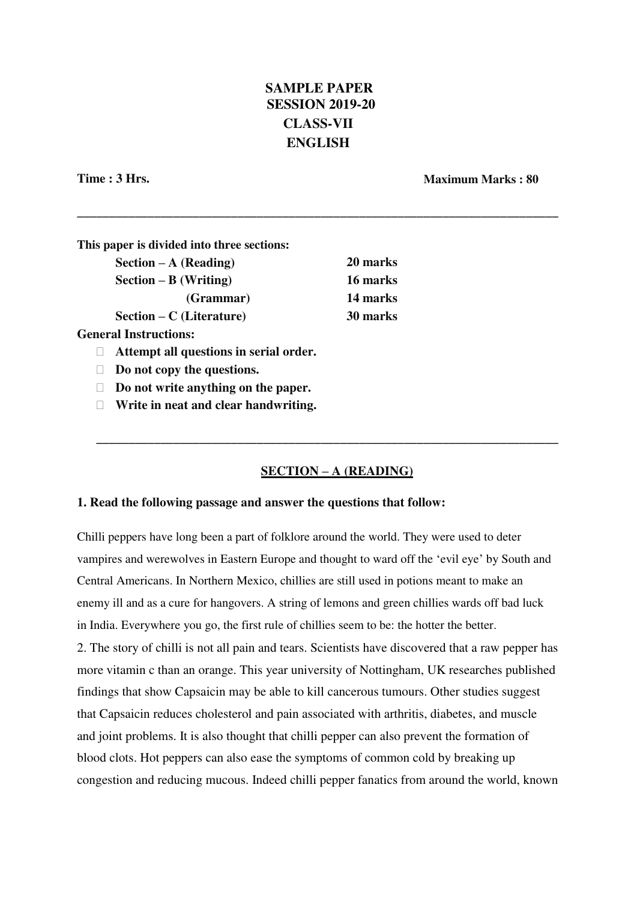# SAMPLE PAPER
## SESSION 2019-20
## CLASS-VII
## ENGLISH

**Time : 3 Hrs.** **Maximum Marks : 80**

---

**This paper is divided into three sections:**

| | |
|---|---|
| **Section – A (Reading)** | **20 marks** |
| **Section – B (Writing)** | **16 marks** |
| **(Grammar)** | **14 marks** |
| **Section – C (Literature)** | **30 marks** |

**General Instructions:**

- **Attempt all questions in serial order.**
- **Do not copy the questions.**
- **Do not write anything on the paper.**
- **Write in neat and clear handwriting.**

---

## SECTION – A (READING)

**1. Read the following passage and answer the questions that follow:**

Chilli peppers have long been a part of folklore around the world. They were used to deter vampires and werewolves in Eastern Europe and thought to ward off the 'evil eye' by South and Central Americans. In Northern Mexico, chillies are still used in potions meant to make an enemy ill and as a cure for hangovers. A string of lemons and green chillies wards off bad luck in India. Everywhere you go, the first rule of chillies seem to be: the hotter the better.

2. The story of chilli is not all pain and tears. Scientists have discovered that a raw pepper has more vitamin c than an orange. This year university of Nottingham, UK researches published findings that show Capsaicin may be able to kill cancerous tumours. Other studies suggest that Capsaicin reduces cholesterol and pain associated with arthritis, diabetes, and muscle and joint problems. It is also thought that chilli pepper can also prevent the formation of blood clots. Hot peppers can also ease the symptoms of common cold by breaking up congestion and reducing mucous. Indeed chilli pepper fanatics from around the world, known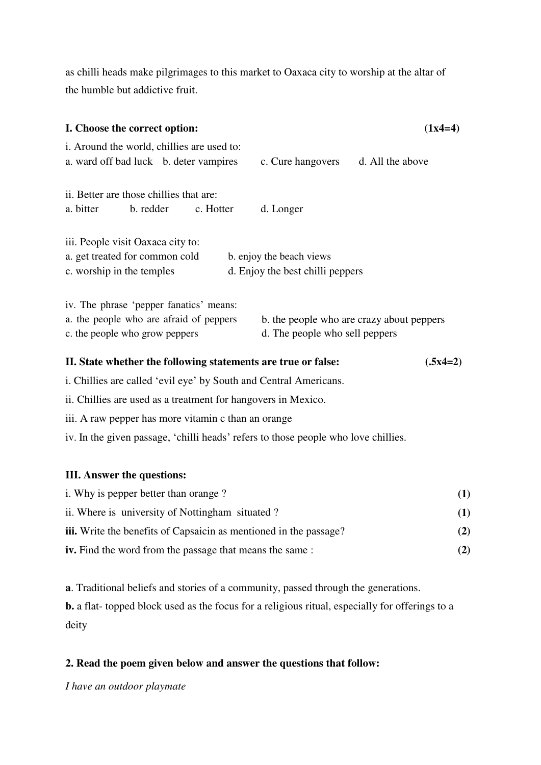as chilli heads make pilgrimages to this market to Oaxaca city to worship at the altar of the humble but addictive fruit.

**I. Choose the correct option:** **(1x4=4)**

i. Around the world, chillies are used to:
a. ward off bad luck b. deter vampires c. Cure hangovers d. All the above

ii. Better are those chillies that are:
a. bitter b. redder c. Hotter d. Longer

iii. People visit Oaxaca city to:
a. get treated for common cold b. enjoy the beach views
c. worship in the temples d. Enjoy the best chilli peppers

iv. The phrase 'pepper fanatics' means:
a. the people who are afraid of peppers b. the people who are crazy about peppers
c. the people who grow peppers d. The people who sell peppers

**II. State whether the following statements are true or false:** **(.5x4=2)**

i. Chillies are called 'evil eye' by South and Central Americans.

ii. Chillies are used as a treatment for hangovers in Mexico.

iii. A raw pepper has more vitamin c than an orange

iv. In the given passage, 'chilli heads' refers to those people who love chillies.

**III. Answer the questions:**

i. Why is pepper better than orange ? **(1)**

ii. Where is university of Nottingham situated ? **(1)**

**iii.** Write the benefits of Capsaicin as mentioned in the passage? **(2)**

**iv.** Find the word from the passage that means the same : **(2)**

**a**. Traditional beliefs and stories of a community, passed through the generations.

**b.** a flat- topped block used as the focus for a religious ritual, especially for offerings to a deity

**2. Read the poem given below and answer the questions that follow:**

*I have an outdoor playmate*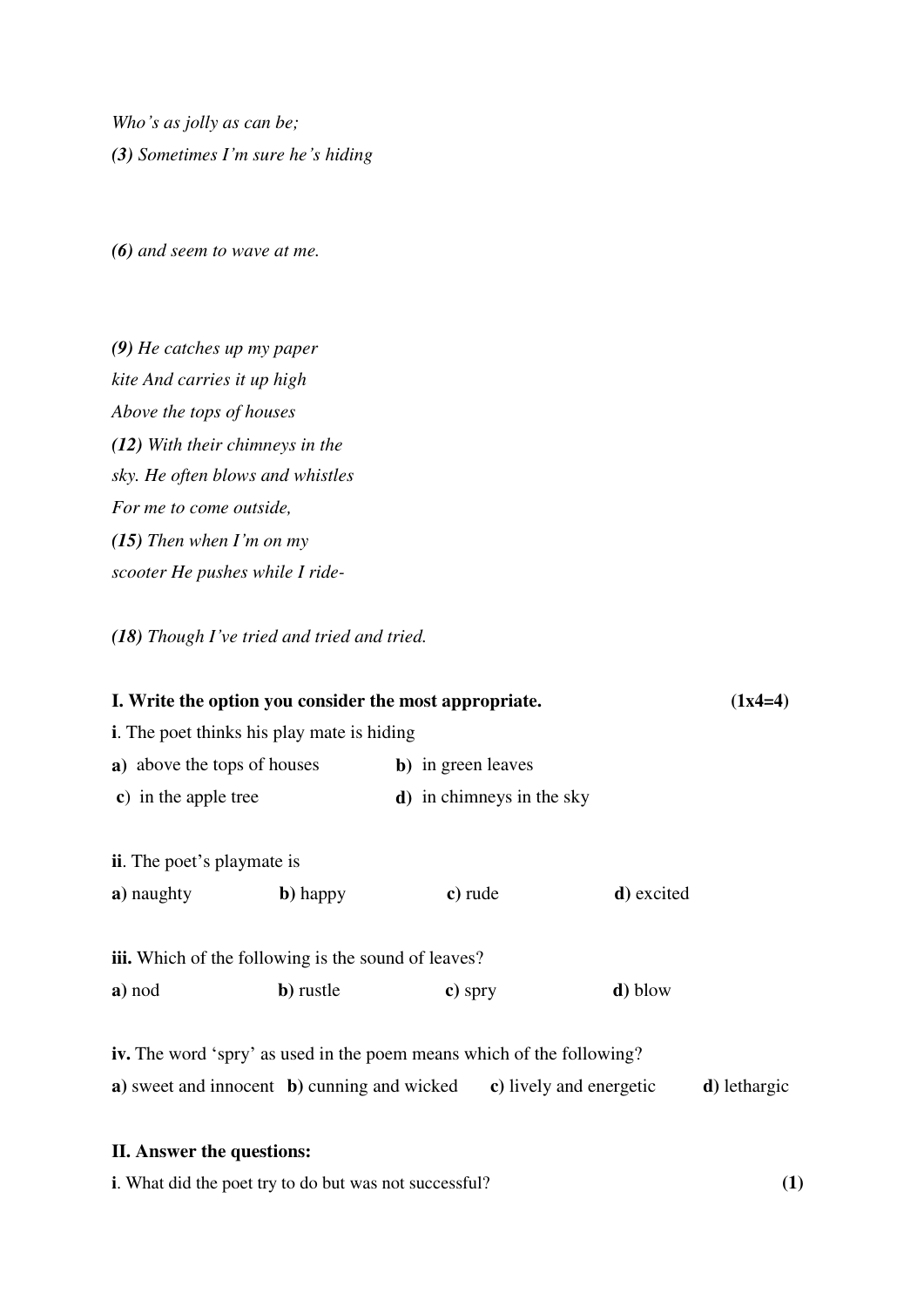*Who's as jolly as can be;*
***(3)*** *Sometimes I'm sure he's hiding*

***(6)*** *and seem to wave at me.*

***(9)*** *He catches up my paper*
*kite And carries it up high*
*Above the tops of houses*
***(12)*** *With their chimneys in the*
*sky. He often blows and whistles*
*For me to come outside,*
***(15)*** *Then when I'm on my*
*scooter He pushes while I ride-*

***(18)*** *Though I've tried and tried and tried.*

**I. Write the option you consider the most appropriate.** **(1x4=4)**

**i**. The poet thinks his play mate is hiding

**a)** above the tops of houses **b)** in green leaves
**c)** in the apple tree **d)** in chimneys in the sky

**ii**. The poet's playmate is

**a)** naughty **b)** happy **c)** rude **d)** excited

**iii.** Which of the following is the sound of leaves?

**a)** nod **b)** rustle **c)** spry **d)** blow

**iv.** The word 'spry' as used in the poem means which of the following?

**a)** sweet and innocent **b)** cunning and wicked **c)** lively and energetic **d)** lethargic

**II. Answer the questions:**

**i**. What did the poet try to do but was not successful? **(1)**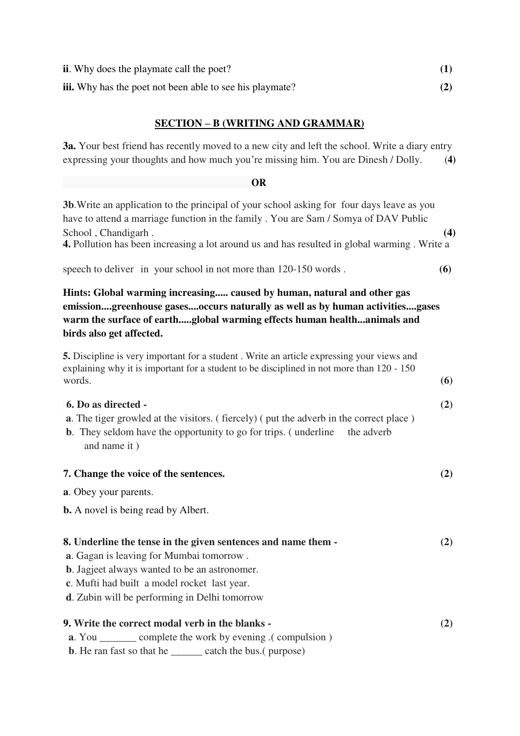**ii**. Why does the playmate call the poet? **(1)**

**iii.** Why has the poet not been able to see his playmate? **(2)**

## SECTION – B (WRITING AND GRAMMAR)

**3a.** Your best friend has recently moved to a new city and left the school. Write a diary entry expressing your thoughts and how much you're missing him. You are Dinesh / Dolly. (**4**)

**OR**

**3b**.Write an application to the principal of your school asking for four days leave as you have to attend a marriage function in the family . You are Sam / Somya of DAV Public School , Chandigarh . **(4)**

**4.** Pollution has been increasing a lot around us and has resulted in global warming . Write a speech to deliver in your school in not more than 120-150 words . **(6)**

**Hints: Global warming increasing..... caused by human, natural and other gas emission....greenhouse gases....occurs naturally as well as by human activities....gases warm the surface of earth.....global warming effects human health...animals and birds also get affected.**

**5.** Discipline is very important for a student . Write an article expressing your views and explaining why it is important for a student to be disciplined in not more than 120 - 150 words. **(6)**

**6. Do as directed -** **(2)**

**a**. The tiger growled at the visitors. ( fiercely) ( put the adverb in the correct place )

**b**. They seldom have the opportunity to go for trips. ( underline the adverb and name it )

**7. Change the voice of the sentences.** **(2)**

**a**. Obey your parents.

**b.** A novel is being read by Albert.

**8. Underline the tense in the given sentences and name them -** **(2)**

**a**. Gagan is leaving for Mumbai tomorrow .

**b**. Jagjeet always wanted to be an astronomer.

**c**. Mufti had built a model rocket last year.

**d**. Zubin will be performing in Delhi tomorrow

**9. Write the correct modal verb in the blanks -** **(2)**

**a**. You _______ complete the work by evening .( compulsion )

**b**. He ran fast so that he ______ catch the bus.( purpose)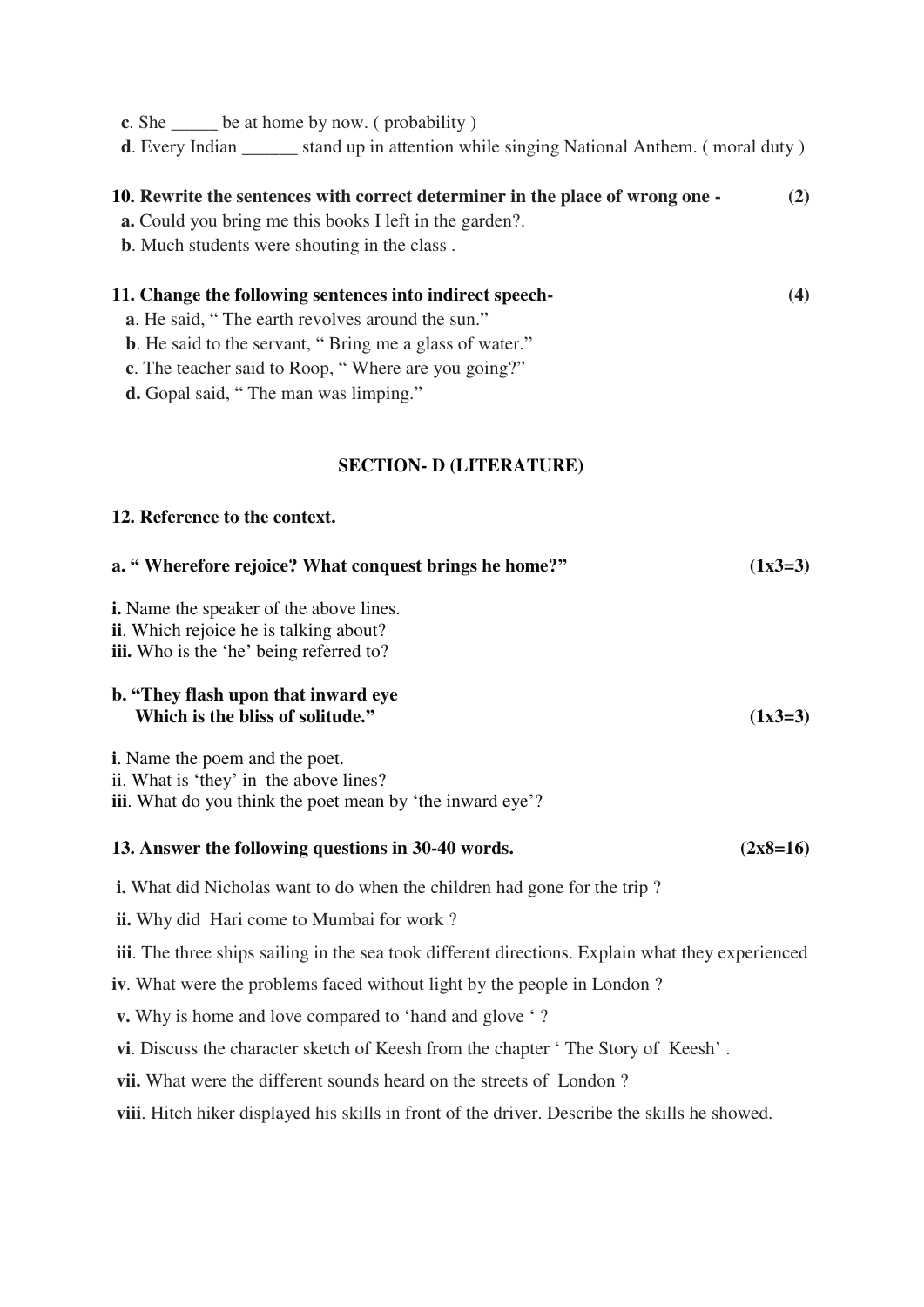**c**. She _____ be at home by now. ( probability )

**d**. Every Indian ______ stand up in attention while singing National Anthem. ( moral duty )

**10. Rewrite the sentences with correct determiner in the place of wrong one - (2)**

**a.** Could you bring me this books I left in the garden?.

**b**. Much students were shouting in the class .

**11. Change the following sentences into indirect speech- (4)**

**a**. He said, " The earth revolves around the sun."

**b**. He said to the servant, " Bring me a glass of water."

**c**. The teacher said to Roop, " Where are you going?"

**d.** Gopal said, " The man was limping."

## SECTION- D (LITERATURE)

**12. Reference to the context.**

**a. " Wherefore rejoice? What conquest brings he home?" (1x3=3)**

**i.** Name the speaker of the above lines.

**ii**. Which rejoice he is talking about?

**iii.** Who is the 'he' being referred to?

**b. "They flash upon that inward eye**
**Which is the bliss of solitude." (1x3=3)**

**i**. Name the poem and the poet.

ii. What is 'they' in the above lines?

**iii**. What do you think the poet mean by 'the inward eye'?

**13. Answer the following questions in 30-40 words. (2x8=16)**

**i.** What did Nicholas want to do when the children had gone for the trip ?

**ii.** Why did Hari come to Mumbai for work ?

**iii**. The three ships sailing in the sea took different directions. Explain what they experienced

**iv**. What were the problems faced without light by the people in London ?

**v.** Why is home and love compared to 'hand and glove ' ?

**vi**. Discuss the character sketch of Keesh from the chapter ' The Story of Keesh' .

**vii.** What were the different sounds heard on the streets of London ?

**viii**. Hitch hiker displayed his skills in front of the driver. Describe the skills he showed.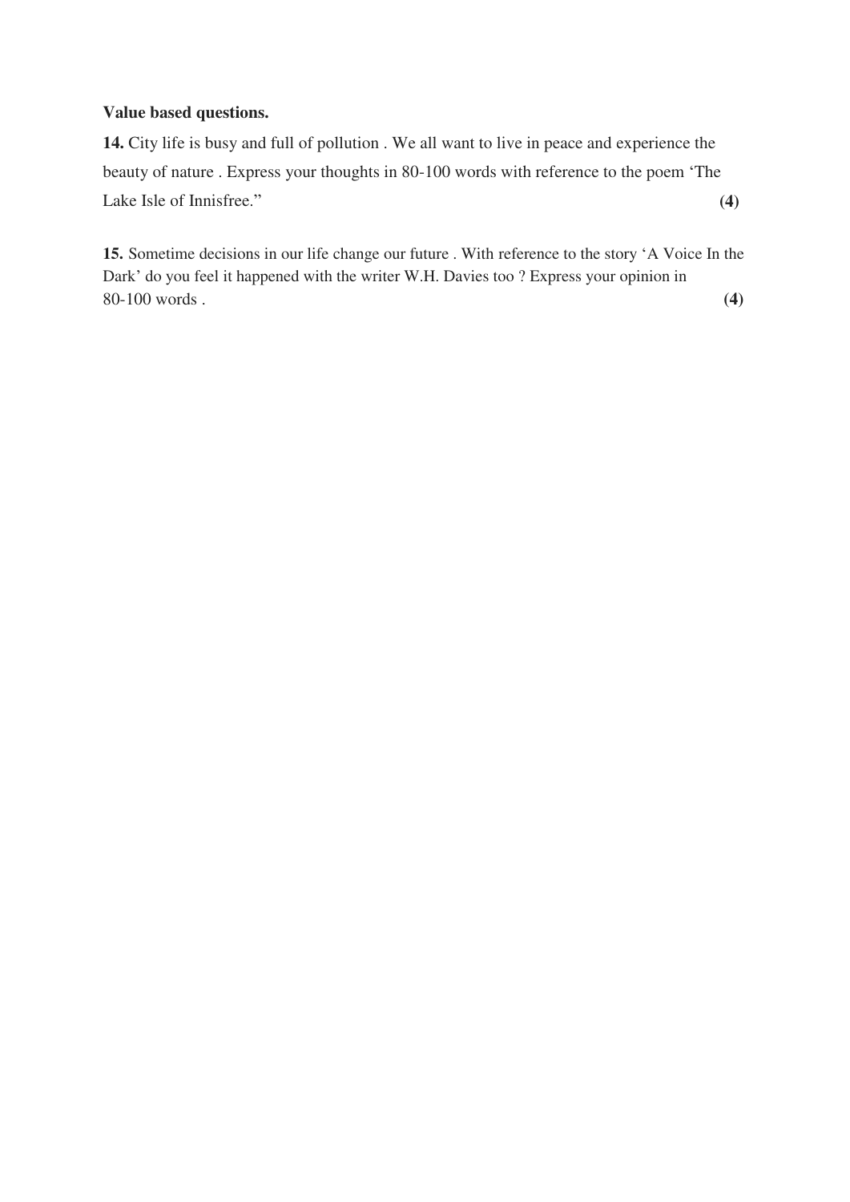**Value based questions.**

**14.** City life is busy and full of pollution . We all want to live in peace and experience the beauty of nature . Express your thoughts in 80-100 words with reference to the poem 'The Lake Isle of Innisfree." **(4)**

**15.** Sometime decisions in our life change our future . With reference to the story 'A Voice In the Dark' do you feel it happened with the writer W.H. Davies too ? Express your opinion in 80-100 words . **(4)**